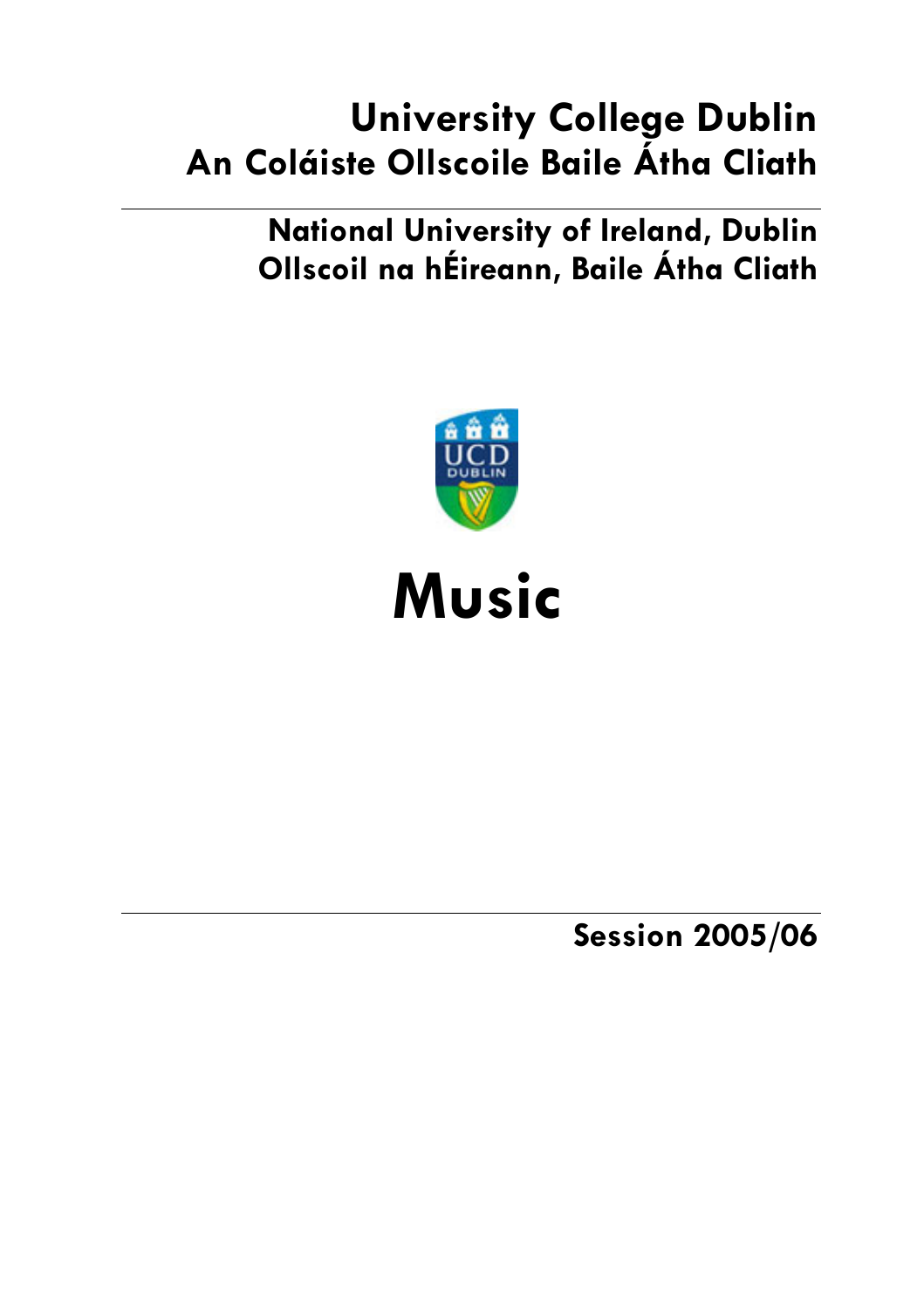# University College Dublin
# An Coláiste Ollscoile Baile Átha Cliath

## National University of Ireland, Dublin
## Ollscoil na hÉireann, Baile Átha Cliath

UCD DUBLIN

# Music

**Session 2005/06**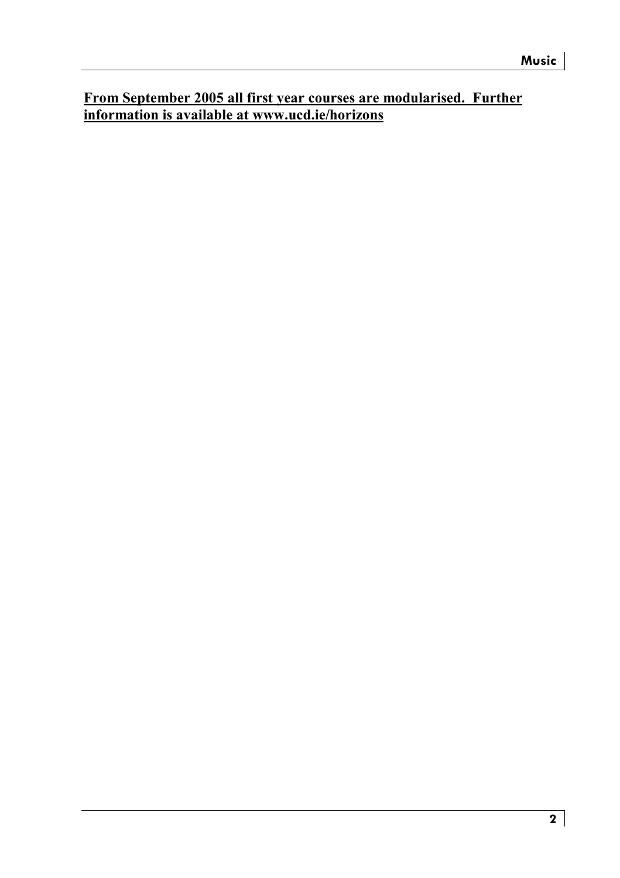**From September 2005 all first year courses are modularised. Further information is available at www.ucd.ie/horizons**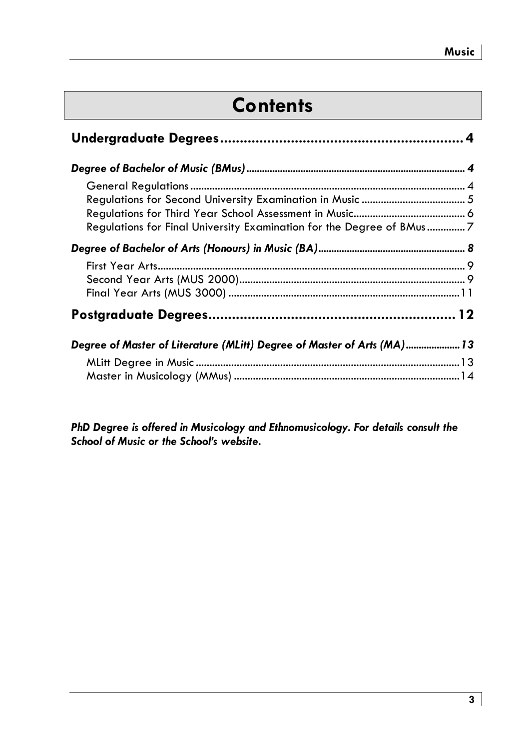# Contents

## Undergraduate Degrees .... 4

### *Degree of Bachelor of Music (BMus)* .... 4

- General Regulations .... 4
- Regulations for Second University Examination in Music .... 5
- Regulations for Third Year School Assessment in Music .... 6
- Regulations for Final University Examination for the Degree of BMus .... 7

### *Degree of Bachelor of Arts (Honours) in Music (BA)* .... 8

- First Year Arts .... 9
- Second Year Arts (MUS 2000) .... 9
- Final Year Arts (MUS 3000) .... 11

## Postgraduate Degrees .... 12

### *Degree of Master of Literature (MLitt) Degree of Master of Arts (MA)* .... 13

- MLitt Degree in Music .... 13
- Master in Musicology (MMus) .... 14

***PhD Degree is offered in Musicology and Ethnomusicology. For details consult the School of Music or the School's website.***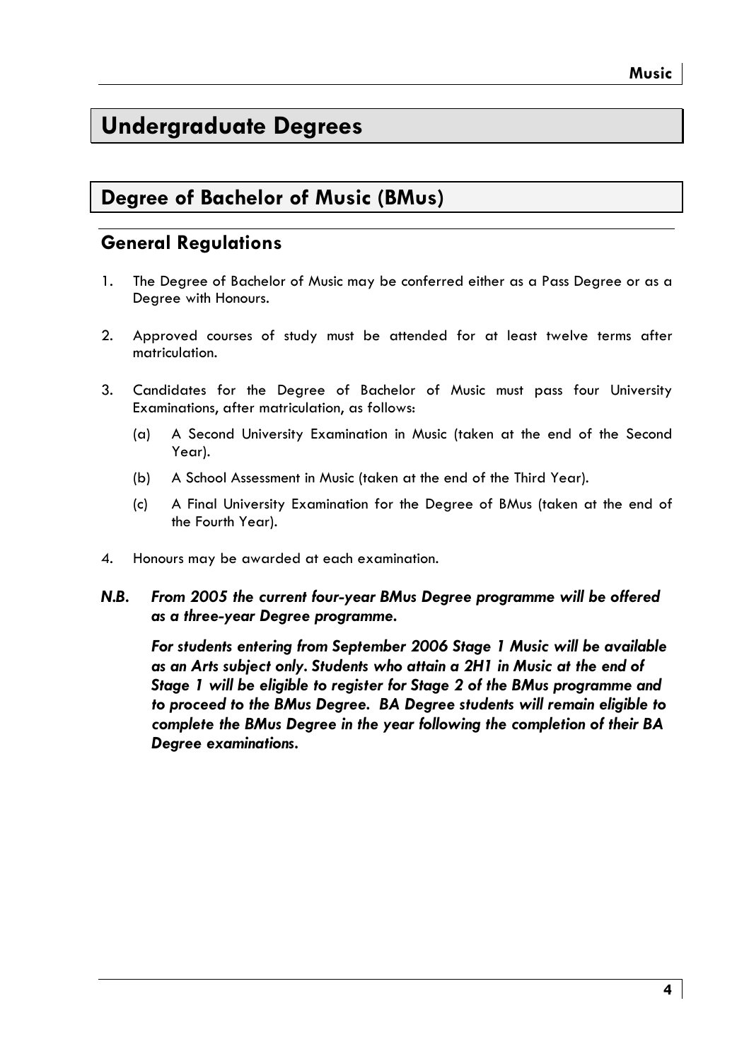# Undergraduate Degrees

## Degree of Bachelor of Music (BMus)

### General Regulations

1. The Degree of Bachelor of Music may be conferred either as a Pass Degree or as a Degree with Honours.

2. Approved courses of study must be attended for at least twelve terms after matriculation.

3. Candidates for the Degree of Bachelor of Music must pass four University Examinations, after matriculation, as follows:

   (a) A Second University Examination in Music (taken at the end of the Second Year).

   (b) A School Assessment in Music (taken at the end of the Third Year).

   (c) A Final University Examination for the Degree of BMus (taken at the end of the Fourth Year).

4. Honours may be awarded at each examination.

***N.B. From 2005 the current four-year BMus Degree programme will be offered as a three-year Degree programme.***

***For students entering from September 2006 Stage 1 Music will be available as an Arts subject only. Students who attain a 2H1 in Music at the end of Stage 1 will be eligible to register for Stage 2 of the BMus programme and to proceed to the BMus Degree. BA Degree students will remain eligible to complete the BMus Degree in the year following the completion of their BA Degree examinations.***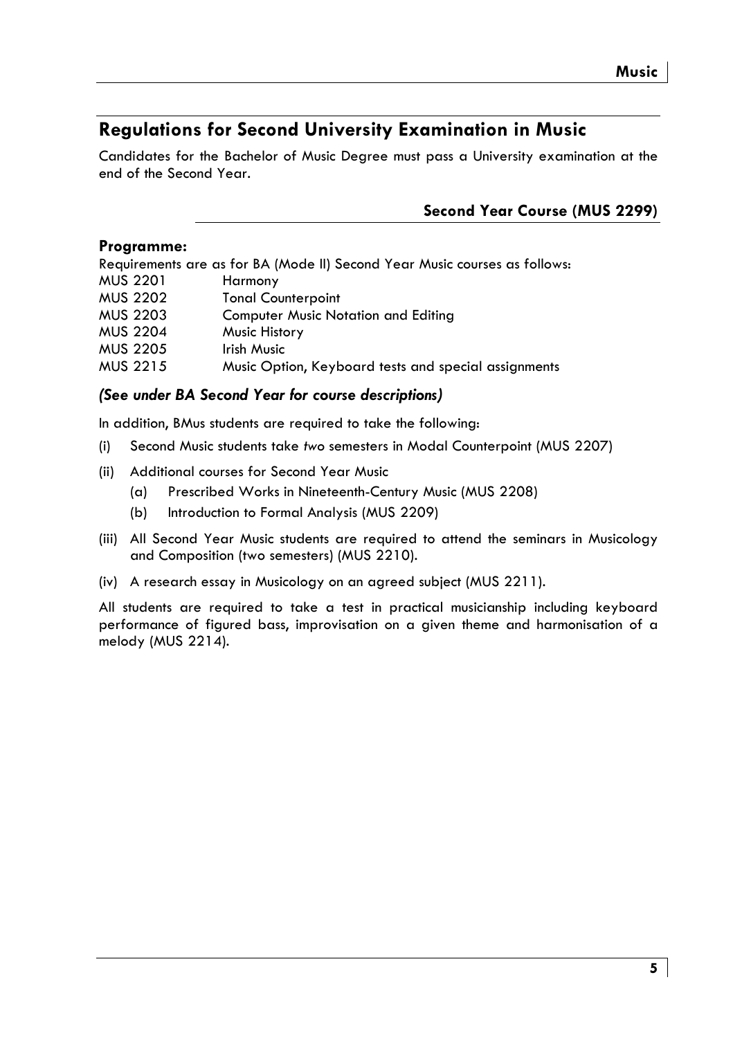## Regulations for Second University Examination in Music

Candidates for the Bachelor of Music Degree must pass a University examination at the end of the Second Year.

### Second Year Course (MUS 2299)

#### Programme:

Requirements are as for BA (Mode II) Second Year Music courses as follows:

| | |
|---|---|
| MUS 2201 | Harmony |
| MUS 2202 | Tonal Counterpoint |
| MUS 2203 | Computer Music Notation and Editing |
| MUS 2204 | Music History |
| MUS 2205 | Irish Music |
| MUS 2215 | Music Option, Keyboard tests and special assignments |

***(See under BA Second Year for course descriptions)***

In addition, BMus students are required to take the following:

(i) Second Music students take *two* semesters in Modal Counterpoint (MUS 2207)

(ii) Additional courses for Second Year Music
   (a) Prescribed Works in Nineteenth-Century Music (MUS 2208)
   (b) Introduction to Formal Analysis (MUS 2209)

(iii) All Second Year Music students are required to attend the seminars in Musicology and Composition (two semesters) (MUS 2210).

(iv) A research essay in Musicology on an agreed subject (MUS 2211).

All students are required to take a test in practical musicianship including keyboard performance of figured bass, improvisation on a given theme and harmonisation of a melody (MUS 2214).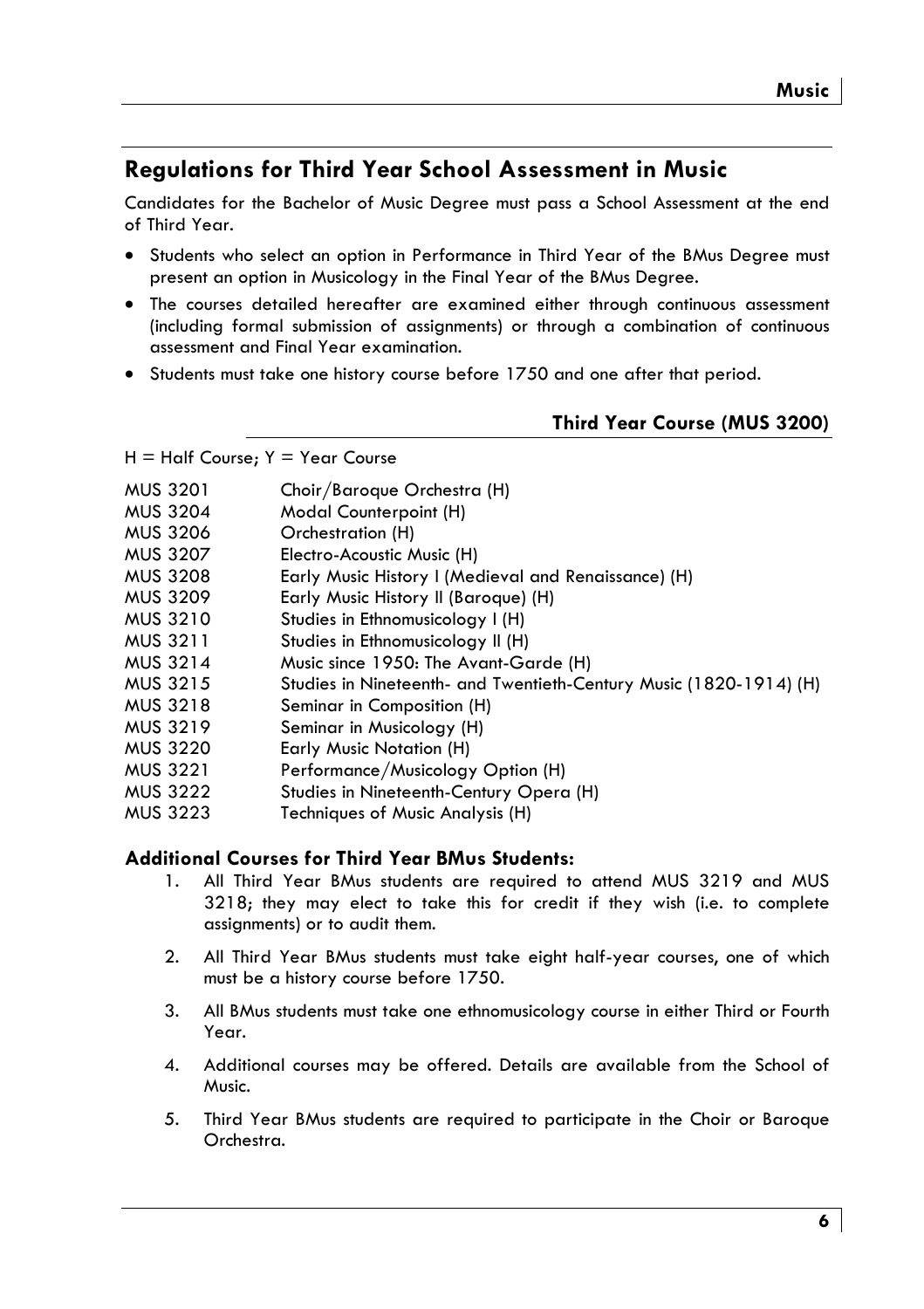## Regulations for Third Year School Assessment in Music

Candidates for the Bachelor of Music Degree must pass a School Assessment at the end of Third Year.

- Students who select an option in Performance in Third Year of the BMus Degree must present an option in Musicology in the Final Year of the BMus Degree.
- The courses detailed hereafter are examined either through continuous assessment (including formal submission of assignments) or through a combination of continuous assessment and Final Year examination.
- Students must take one history course before 1750 and one after that period.

### Third Year Course (MUS 3200)

H = Half Course; Y = Year Course

| | |
|---|---|
| MUS 3201 | Choir/Baroque Orchestra (H) |
| MUS 3204 | Modal Counterpoint (H) |
| MUS 3206 | Orchestration (H) |
| MUS 3207 | Electro-Acoustic Music (H) |
| MUS 3208 | Early Music History I (Medieval and Renaissance) (H) |
| MUS 3209 | Early Music History II (Baroque) (H) |
| MUS 3210 | Studies in Ethnomusicology I (H) |
| MUS 3211 | Studies in Ethnomusicology II (H) |
| MUS 3214 | Music since 1950: The Avant-Garde (H) |
| MUS 3215 | Studies in Nineteenth- and Twentieth-Century Music (1820-1914) (H) |
| MUS 3218 | Seminar in Composition (H) |
| MUS 3219 | Seminar in Musicology (H) |
| MUS 3220 | Early Music Notation (H) |
| MUS 3221 | Performance/Musicology Option (H) |
| MUS 3222 | Studies in Nineteenth-Century Opera (H) |
| MUS 3223 | Techniques of Music Analysis (H) |

### Additional Courses for Third Year BMus Students:

1. All Third Year BMus students are required to attend MUS 3219 and MUS 3218; they may elect to take this for credit if they wish (i.e. to complete assignments) or to audit them.
2. All Third Year BMus students must take eight half-year courses, one of which must be a history course before 1750.
3. All BMus students must take one ethnomusicology course in either Third or Fourth Year.
4. Additional courses may be offered. Details are available from the School of Music.
5. Third Year BMus students are required to participate in the Choir or Baroque Orchestra.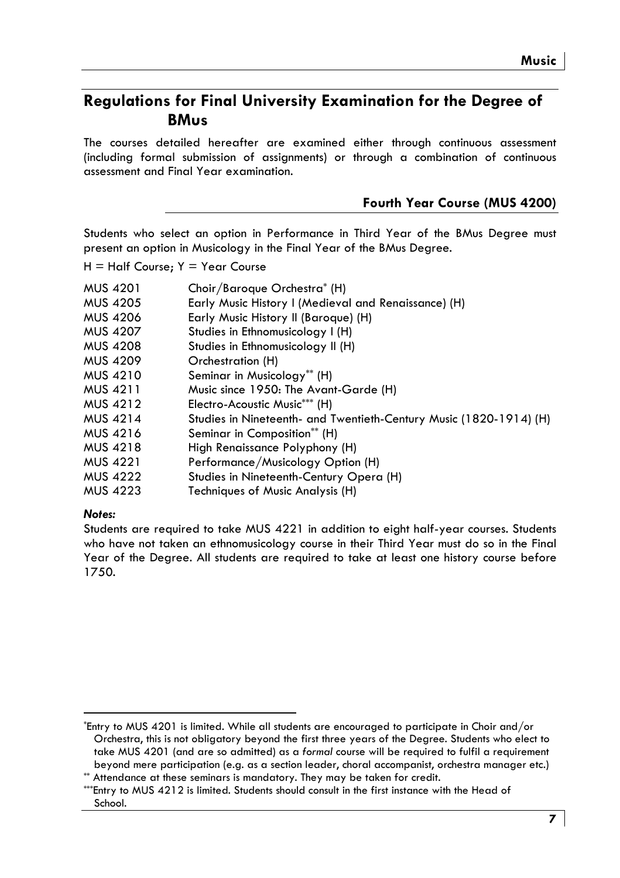## Regulations for Final University Examination for the Degree of BMus

The courses detailed hereafter are examined either through continuous assessment (including formal submission of assignments) or through a combination of continuous assessment and Final Year examination.

### Fourth Year Course (MUS 4200)

Students who select an option in Performance in Third Year of the BMus Degree must present an option in Musicology in the Final Year of the BMus Degree.

H = Half Course; Y = Year Course

| | |
|---|---|
| MUS 4201 | Choir/Baroque Orchestra* (H) |
| MUS 4205 | Early Music History I (Medieval and Renaissance) (H) |
| MUS 4206 | Early Music History II (Baroque) (H) |
| MUS 4207 | Studies in Ethnomusicology I (H) |
| MUS 4208 | Studies in Ethnomusicology II (H) |
| MUS 4209 | Orchestration (H) |
| MUS 4210 | Seminar in Musicology** (H) |
| MUS 4211 | Music since 1950: The Avant-Garde (H) |
| MUS 4212 | Electro-Acoustic Music*** (H) |
| MUS 4214 | Studies in Nineteenth- and Twentieth-Century Music (1820-1914) (H) |
| MUS 4216 | Seminar in Composition** (H) |
| MUS 4218 | High Renaissance Polyphony (H) |
| MUS 4221 | Performance/Musicology Option (H) |
| MUS 4222 | Studies in Nineteenth-Century Opera (H) |
| MUS 4223 | Techniques of Music Analysis (H) |

***Notes:***

Students are required to take MUS 4221 in addition to eight half-year courses. Students who have not taken an ethnomusicology course in their Third Year must do so in the Final Year of the Degree. All students are required to take at least one history course before 1750.

---

*Entry to MUS 4201 is limited. While all students are encouraged to participate in Choir and/or Orchestra, this is not obligatory beyond the first three years of the Degree. Students who elect to take MUS 4201 (and are so admitted) as a *formal* course will be required to fulfil a requirement beyond mere participation (e.g. as a section leader, choral accompanist, orchestra manager etc.)

** Attendance at these seminars is mandatory. They may be taken for credit.

***Entry to MUS 4212 is limited. Students should consult in the first instance with the Head of School.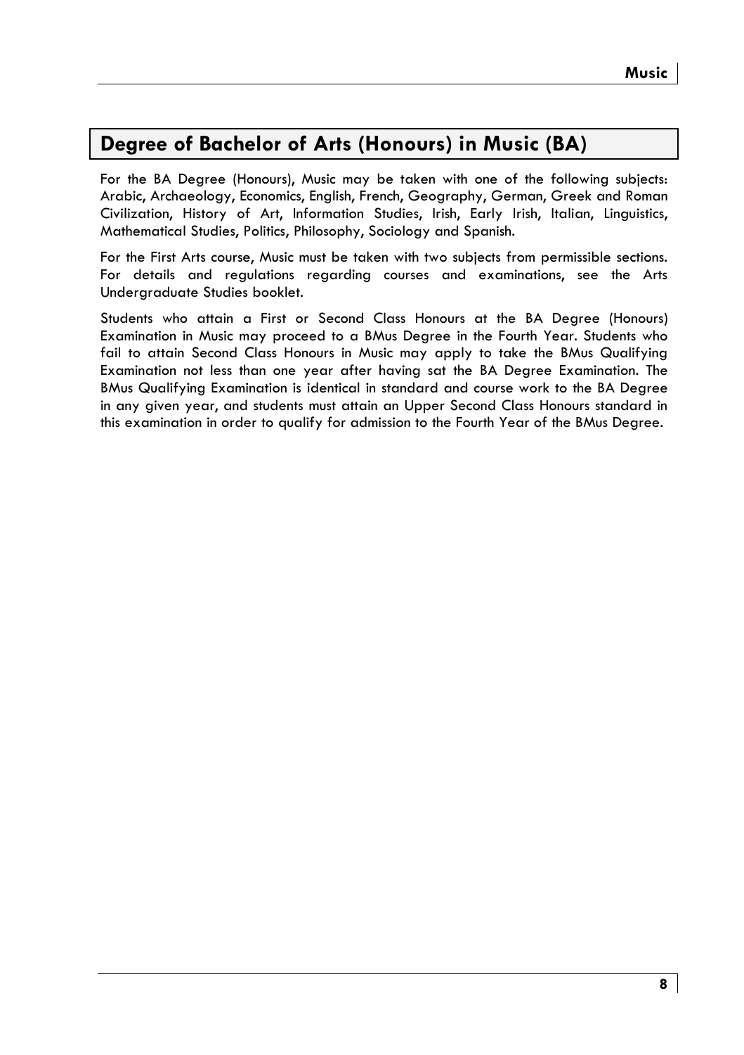## Degree of Bachelor of Arts (Honours) in Music (BA)

For the BA Degree (Honours), Music may be taken with one of the following subjects: Arabic, Archaeology, Economics, English, French, Geography, German, Greek and Roman Civilization, History of Art, Information Studies, Irish, Early Irish, Italian, Linguistics, Mathematical Studies, Politics, Philosophy, Sociology and Spanish.

For the First Arts course, Music must be taken with two subjects from permissible sections. For details and regulations regarding courses and examinations, see the Arts Undergraduate Studies booklet.

Students who attain a First or Second Class Honours at the BA Degree (Honours) Examination in Music may proceed to a BMus Degree in the Fourth Year. Students who fail to attain Second Class Honours in Music may apply to take the BMus Qualifying Examination not less than one year after having sat the BA Degree Examination. The BMus Qualifying Examination is identical in standard and course work to the BA Degree in any given year, and students must attain an Upper Second Class Honours standard in this examination in order to qualify for admission to the Fourth Year of the BMus Degree.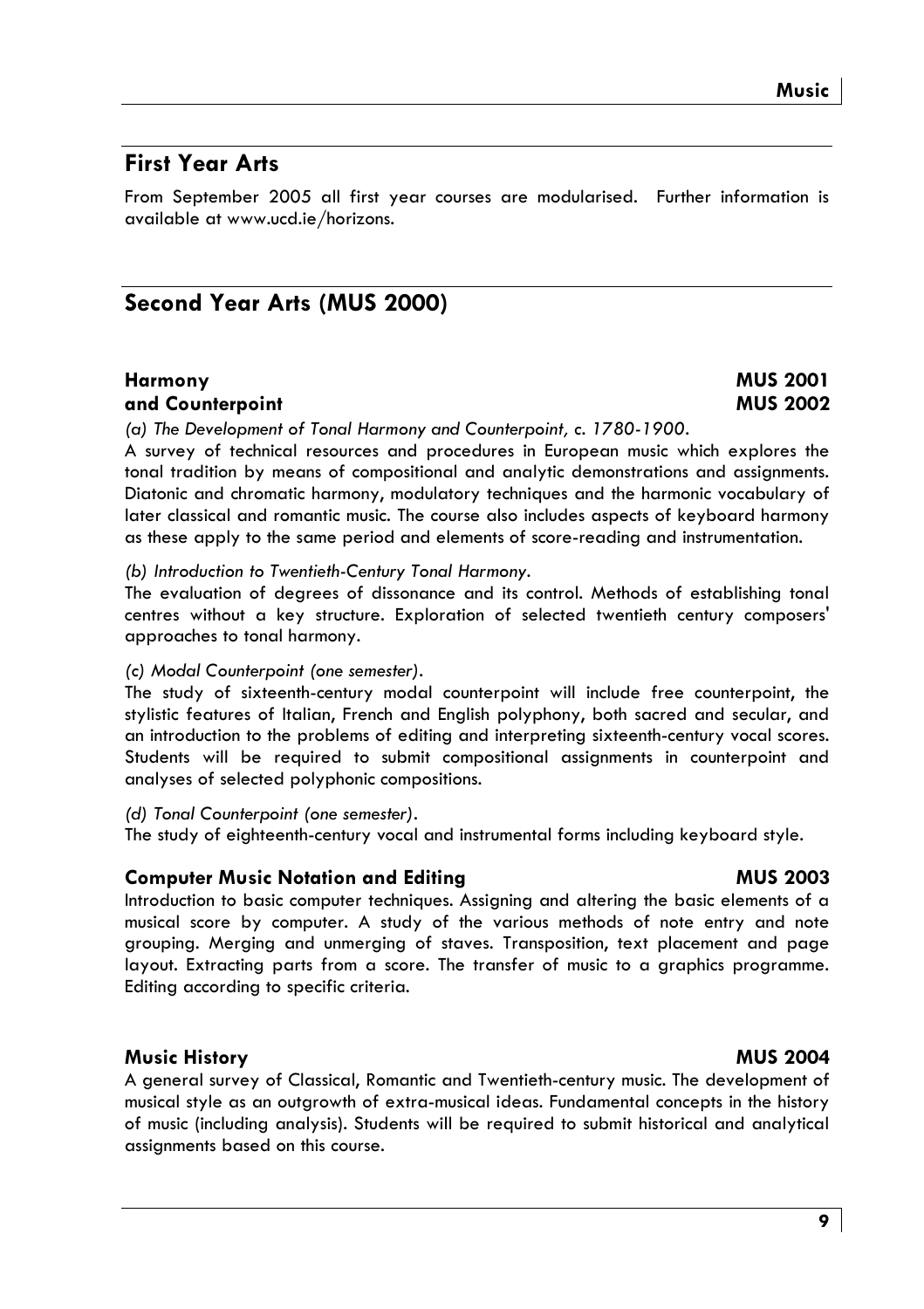## First Year Arts

From September 2005 all first year courses are modularised. Further information is available at www.ucd.ie/horizons.

## Second Year Arts (MUS 2000)

### Harmony and Counterpoint — MUS 2001, MUS 2002

*(a) The Development of Tonal Harmony and Counterpoint, c. 1780-1900.*

A survey of technical resources and procedures in European music which explores the tonal tradition by means of compositional and analytic demonstrations and assignments. Diatonic and chromatic harmony, modulatory techniques and the harmonic vocabulary of later classical and romantic music. The course also includes aspects of keyboard harmony as these apply to the same period and elements of score-reading and instrumentation.

*(b) Introduction to Twentieth-Century Tonal Harmony.*

The evaluation of degrees of dissonance and its control. Methods of establishing tonal centres without a key structure. Exploration of selected twentieth century composers' approaches to tonal harmony.

*(c) Modal Counterpoint (one semester).*

The study of sixteenth-century modal counterpoint will include free counterpoint, the stylistic features of Italian, French and English polyphony, both sacred and secular, and an introduction to the problems of editing and interpreting sixteenth-century vocal scores. Students will be required to submit compositional assignments in counterpoint and analyses of selected polyphonic compositions.

*(d) Tonal Counterpoint (one semester).*

The study of eighteenth-century vocal and instrumental forms including keyboard style.

### Computer Music Notation and Editing — MUS 2003

Introduction to basic computer techniques. Assigning and altering the basic elements of a musical score by computer. A study of the various methods of note entry and note grouping. Merging and unmerging of staves. Transposition, text placement and page layout. Extracting parts from a score. The transfer of music to a graphics programme. Editing according to specific criteria.

### Music History — MUS 2004

A general survey of Classical, Romantic and Twentieth-century music. The development of musical style as an outgrowth of extra-musical ideas. Fundamental concepts in the history of music (including analysis). Students will be required to submit historical and analytical assignments based on this course.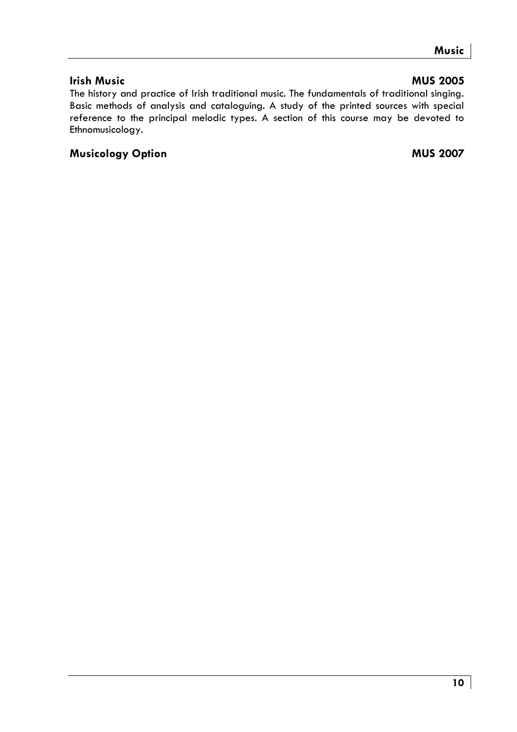### Irish Music MUS 2005

The history and practice of Irish traditional music. The fundamentals of traditional singing. Basic methods of analysis and cataloguing. A study of the printed sources with special reference to the principal melodic types. A section of this course may be devoted to Ethnomusicology.

### Musicology Option MUS 2007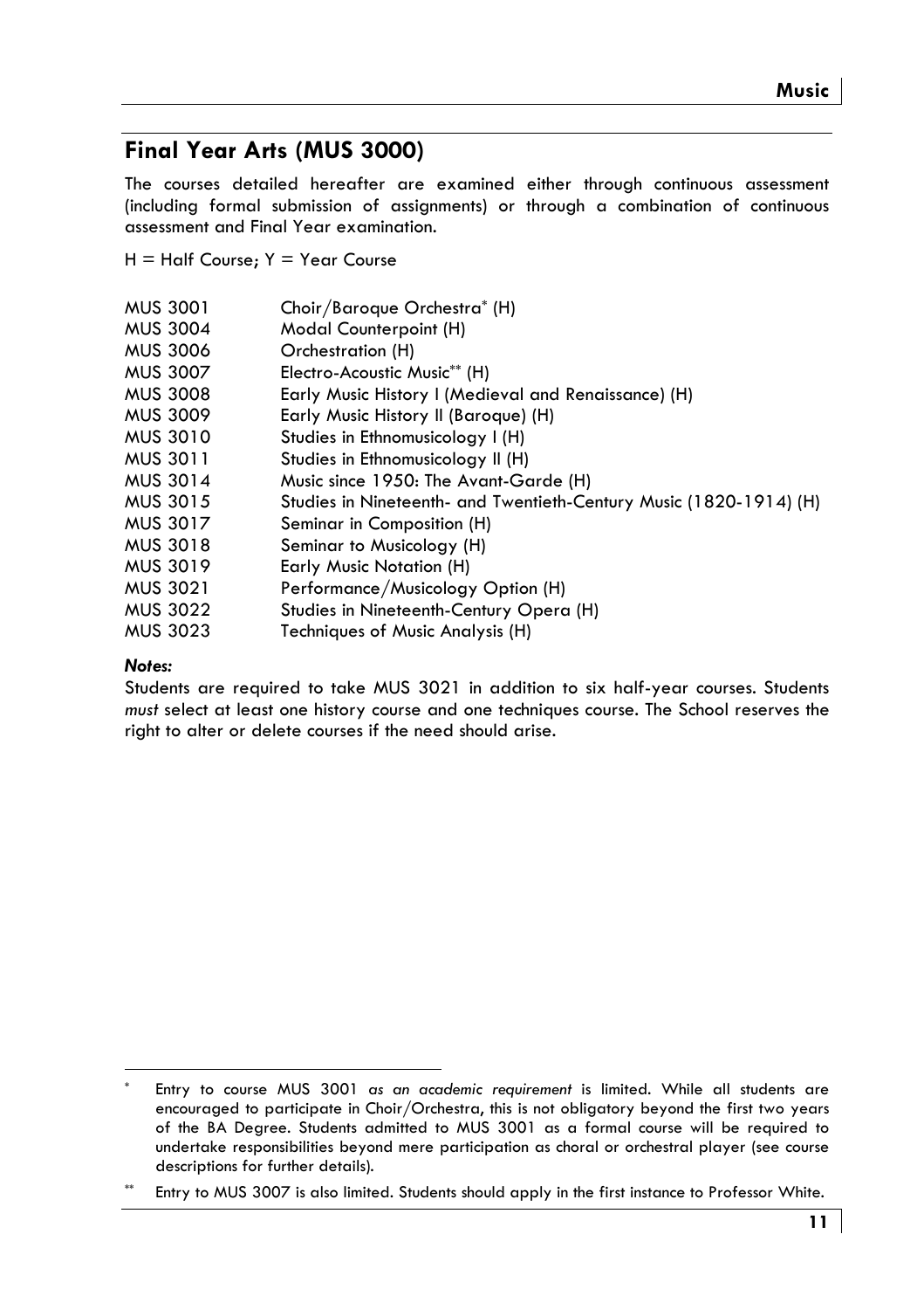## Final Year Arts (MUS 3000)

The courses detailed hereafter are examined either through continuous assessment (including formal submission of assignments) or through a combination of continuous assessment and Final Year examination.

H = Half Course; Y = Year Course

| | |
|---|---|
| MUS 3001 | Choir/Baroque Orchestra* (H) |
| MUS 3004 | Modal Counterpoint (H) |
| MUS 3006 | Orchestration (H) |
| MUS 3007 | Electro-Acoustic Music** (H) |
| MUS 3008 | Early Music History I (Medieval and Renaissance) (H) |
| MUS 3009 | Early Music History II (Baroque) (H) |
| MUS 3010 | Studies in Ethnomusicology I (H) |
| MUS 3011 | Studies in Ethnomusicology II (H) |
| MUS 3014 | Music since 1950: The Avant-Garde (H) |
| MUS 3015 | Studies in Nineteenth- and Twentieth-Century Music (1820-1914) (H) |
| MUS 3017 | Seminar in Composition (H) |
| MUS 3018 | Seminar to Musicology (H) |
| MUS 3019 | Early Music Notation (H) |
| MUS 3021 | Performance/Musicology Option (H) |
| MUS 3022 | Studies in Nineteenth-Century Opera (H) |
| MUS 3023 | Techniques of Music Analysis (H) |

***Notes:***

Students are required to take MUS 3021 in addition to six half-year courses. Students *must* select at least one history course and one techniques course. The School reserves the right to alter or delete courses if the need should arise.

---

\* Entry to course MUS 3001 *as an academic requirement* is limited. While all students are encouraged to participate in Choir/Orchestra, this is not obligatory beyond the first two years of the BA Degree. Students admitted to MUS 3001 as a formal course will be required to undertake responsibilities beyond mere participation as choral or orchestral player (see course descriptions for further details).

\*\* Entry to MUS 3007 is also limited. Students should apply in the first instance to Professor White.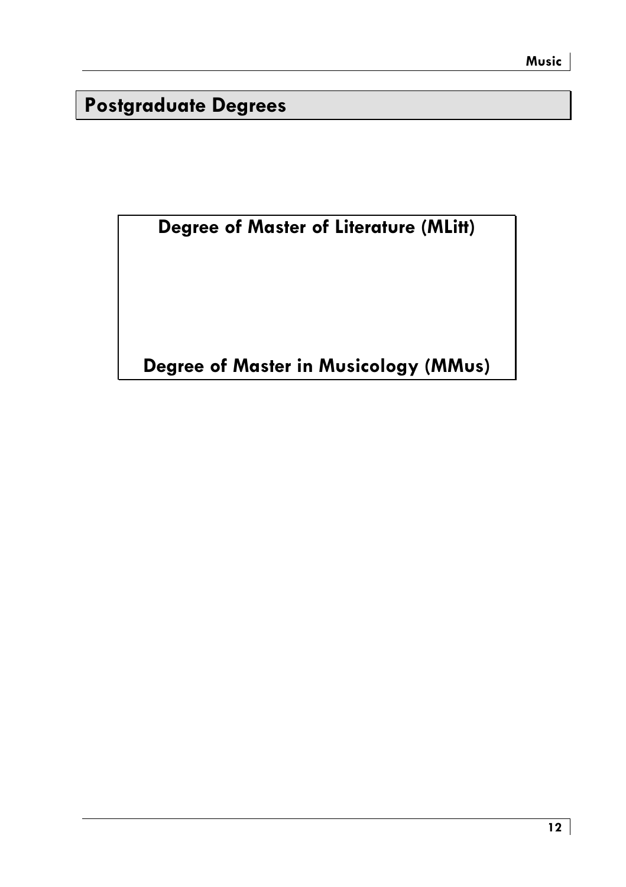# Postgraduate Degrees

## Degree of Master of Literature (MLitt)

## Degree of Master in Musicology (MMus)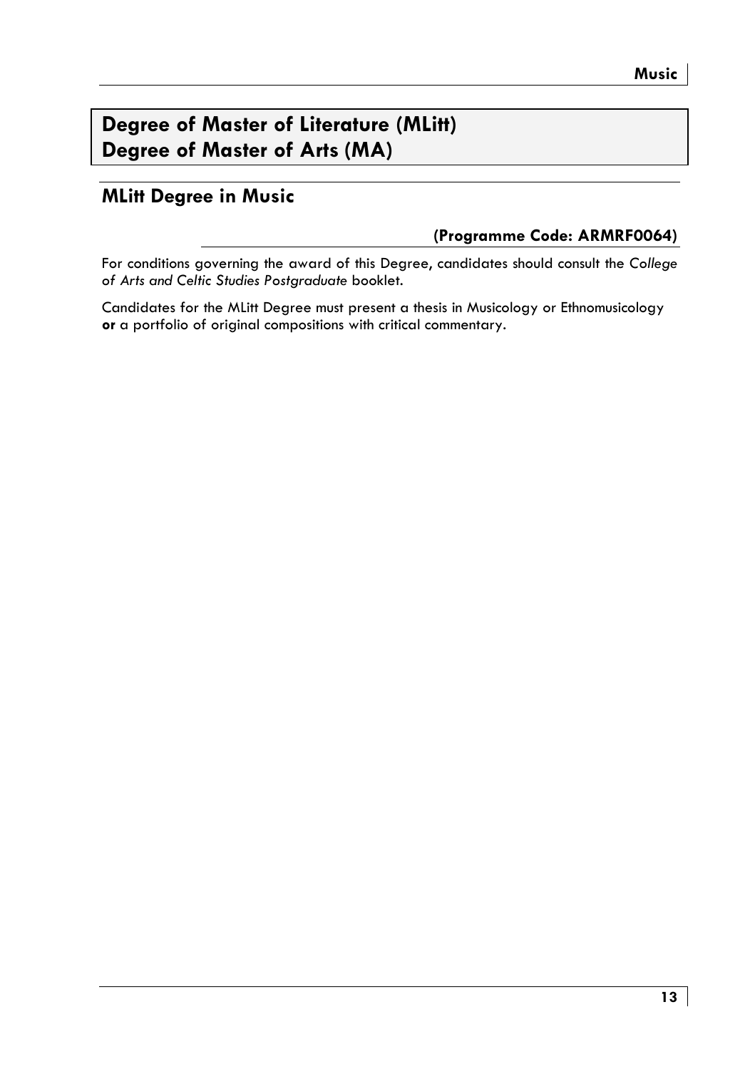# Degree of Master of Literature (MLitt)
# Degree of Master of Arts (MA)

## MLitt Degree in Music

**(Programme Code: ARMRF0064)**

For conditions governing the award of this Degree, candidates should consult the *College of Arts and Celtic Studies Postgraduate* booklet.

Candidates for the MLitt Degree must present a thesis in Musicology or Ethnomusicology **or** a portfolio of original compositions with critical commentary.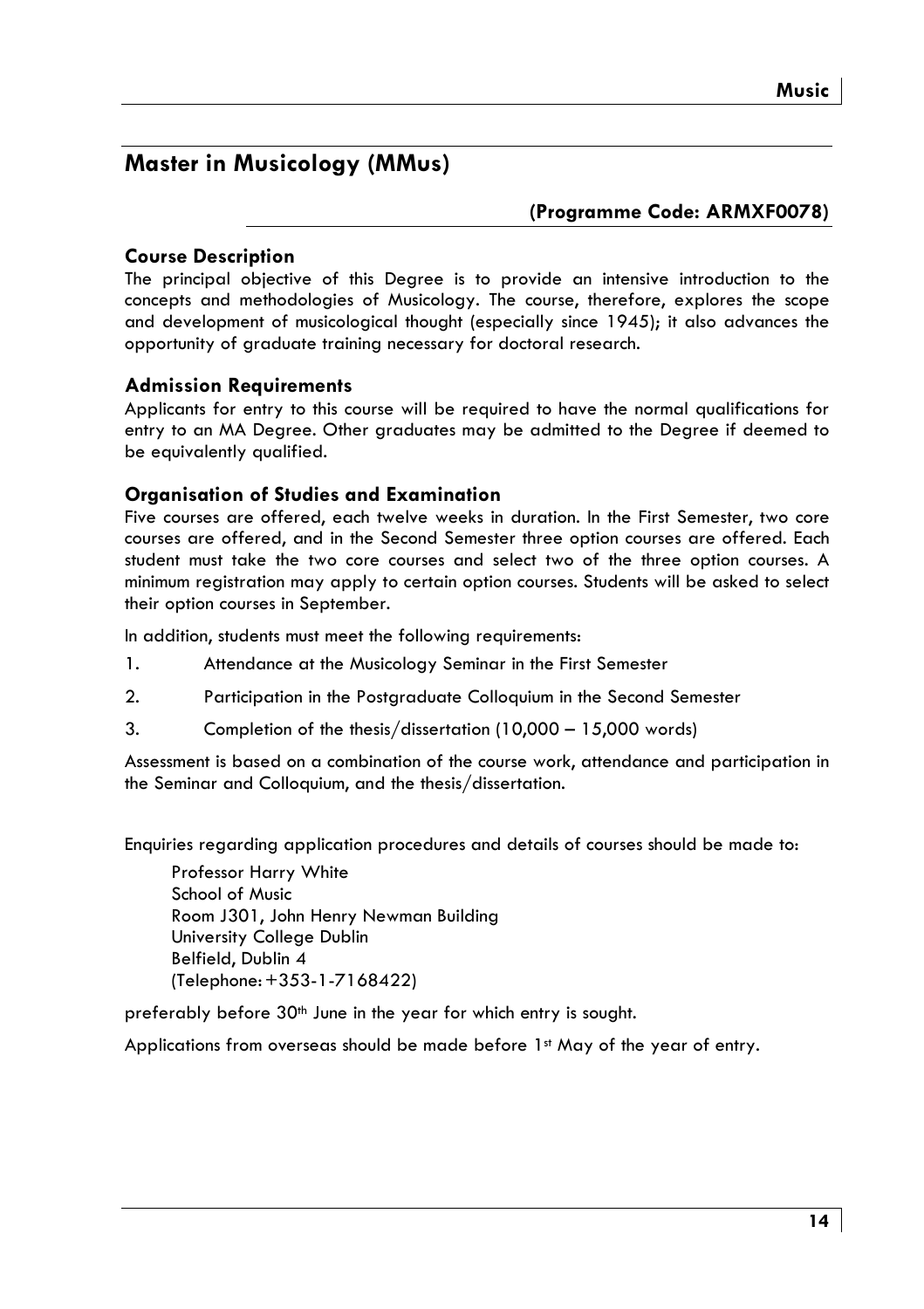# Master in Musicology (MMus)

**(Programme Code: ARMXF0078)**

### Course Description

The principal objective of this Degree is to provide an intensive introduction to the concepts and methodologies of Musicology. The course, therefore, explores the scope and development of musicological thought (especially since 1945); it also advances the opportunity of graduate training necessary for doctoral research.

### Admission Requirements

Applicants for entry to this course will be required to have the normal qualifications for entry to an MA Degree. Other graduates may be admitted to the Degree if deemed to be equivalently qualified.

### Organisation of Studies and Examination

Five courses are offered, each twelve weeks in duration. In the First Semester, two core courses are offered, and in the Second Semester three option courses are offered. Each student must take the two core courses and select two of the three option courses. A minimum registration may apply to certain option courses. Students will be asked to select their option courses in September.

In addition, students must meet the following requirements:

1. Attendance at the Musicology Seminar in the First Semester
2. Participation in the Postgraduate Colloquium in the Second Semester
3. Completion of the thesis/dissertation (10,000 – 15,000 words)

Assessment is based on a combination of the course work, attendance and participation in the Seminar and Colloquium, and the thesis/dissertation.

Enquiries regarding application procedures and details of courses should be made to:

Professor Harry White
School of Music
Room J301, John Henry Newman Building
University College Dublin
Belfield, Dublin 4
(Telephone: +353-1-7168422)

preferably before 30th June in the year for which entry is sought.

Applications from overseas should be made before 1st May of the year of entry.